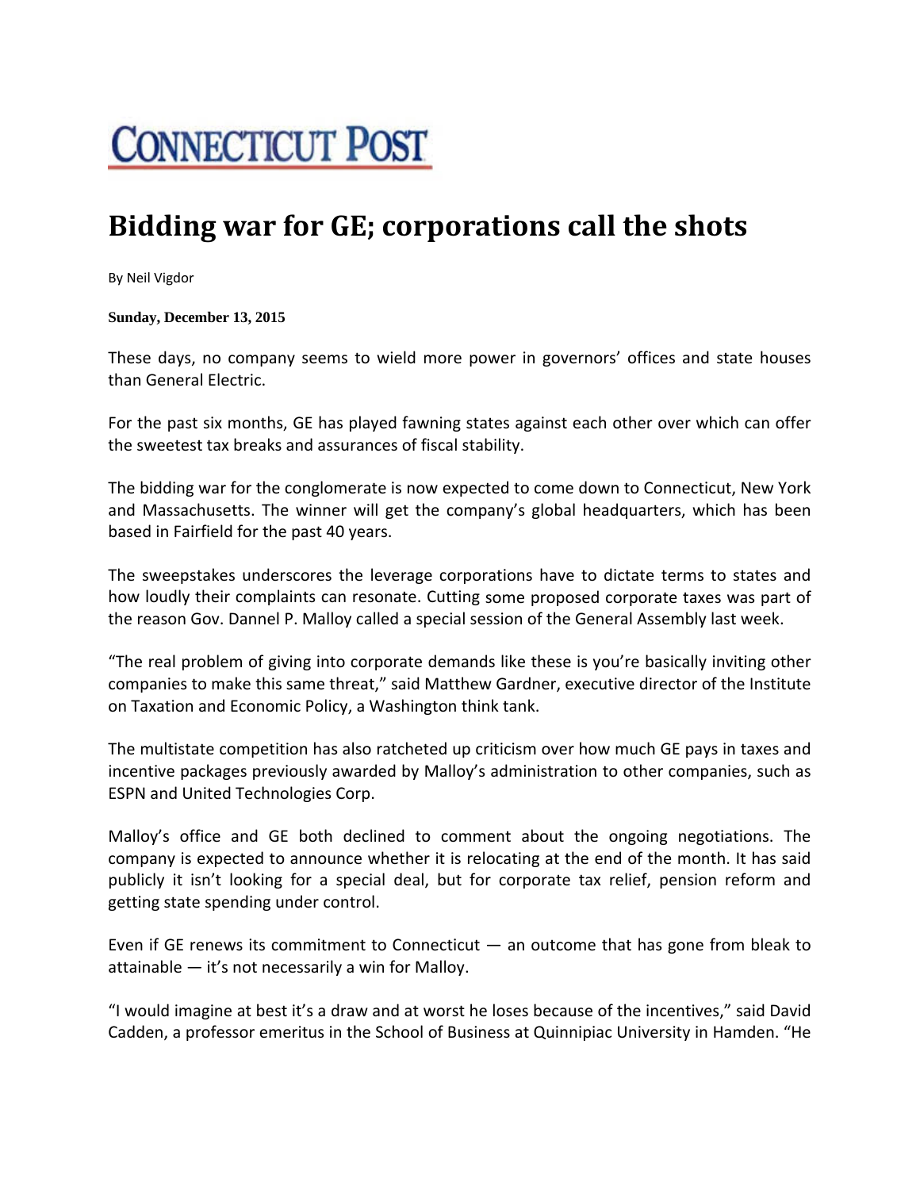# CONNECTICUT POST

## Bidding war for GE; corporations call the shots

By Neil Vigdor

**Sunday, December 13, 2015**

These days, no company seems to wield more power in governors' offices and state houses than General Electric.

For the past six months, GE has played fawning states against each other over which can offer the sweetest tax breaks and assurances of fiscal stability.

The bidding war for the conglomerate is now expected to come down to Connecticut, New York and Massachusetts. The winner will get the company's global headquarters, which has been based in Fairfield for the past 40 years.

The sweepstakes underscores the leverage corporations have to dictate terms to states and how loudly their complaints can resonate. Cutting some proposed corporate taxes was part of the reason Gov. Dannel P. Malloy called a special session of the General Assembly last week.

"The real problem of giving into corporate demands like these is you're basically inviting other companies to make this same threat," said Matthew Gardner, executive director of the Institute on Taxation and Economic Policy, a Washington think tank.

The multistate competition has also ratcheted up criticism over how much GE pays in taxes and incentive packages previously awarded by Malloy's administration to other companies, such as ESPN and United Technologies Corp.

Malloy's office and GE both declined to comment about the ongoing negotiations. The company is expected to announce whether it is relocating at the end of the month. It has said publicly it isn't looking for a special deal, but for corporate tax relief, pension reform and getting state spending under control.

Even if GE renews its commitment to Connecticut — an outcome that has gone from bleak to attainable — it's not necessarily a win for Malloy.

"I would imagine at best it's a draw and at worst he loses because of the incentives," said David Cadden, a professor emeritus in the School of Business at Quinnipiac University in Hamden. "He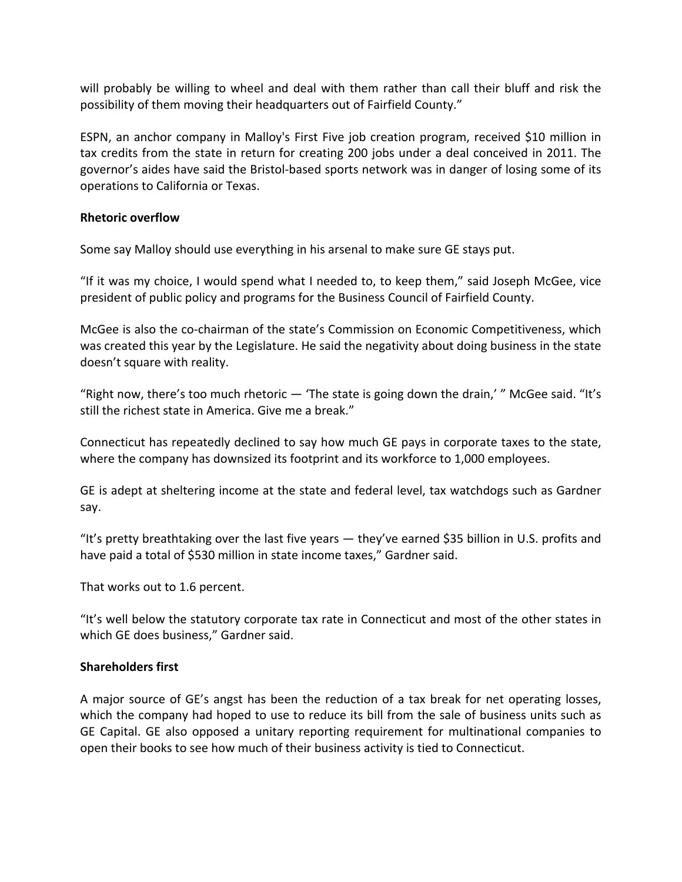will probably be willing to wheel and deal with them rather than call their bluff and risk the possibility of them moving their headquarters out of Fairfield County."

ESPN, an anchor company in Malloy's First Five job creation program, received $10 million in tax credits from the state in return for creating 200 jobs under a deal conceived in 2011. The governor's aides have said the Bristol-based sports network was in danger of losing some of its operations to California or Texas.

**Rhetoric overflow**

Some say Malloy should use everything in his arsenal to make sure GE stays put.

"If it was my choice, I would spend what I needed to, to keep them," said Joseph McGee, vice president of public policy and programs for the Business Council of Fairfield County.

McGee is also the co-chairman of the state's Commission on Economic Competitiveness, which was created this year by the Legislature. He said the negativity about doing business in the state doesn't square with reality.

"Right now, there's too much rhetoric — 'The state is going down the drain,' " McGee said. "It's still the richest state in America. Give me a break."

Connecticut has repeatedly declined to say how much GE pays in corporate taxes to the state, where the company has downsized its footprint and its workforce to 1,000 employees.

GE is adept at sheltering income at the state and federal level, tax watchdogs such as Gardner say.

"It's pretty breathtaking over the last five years — they've earned $35 billion in U.S. profits and have paid a total of $530 million in state income taxes," Gardner said.

That works out to 1.6 percent.

"It's well below the statutory corporate tax rate in Connecticut and most of the other states in which GE does business," Gardner said.

**Shareholders first**

A major source of GE's angst has been the reduction of a tax break for net operating losses, which the company had hoped to use to reduce its bill from the sale of business units such as GE Capital. GE also opposed a unitary reporting requirement for multinational companies to open their books to see how much of their business activity is tied to Connecticut.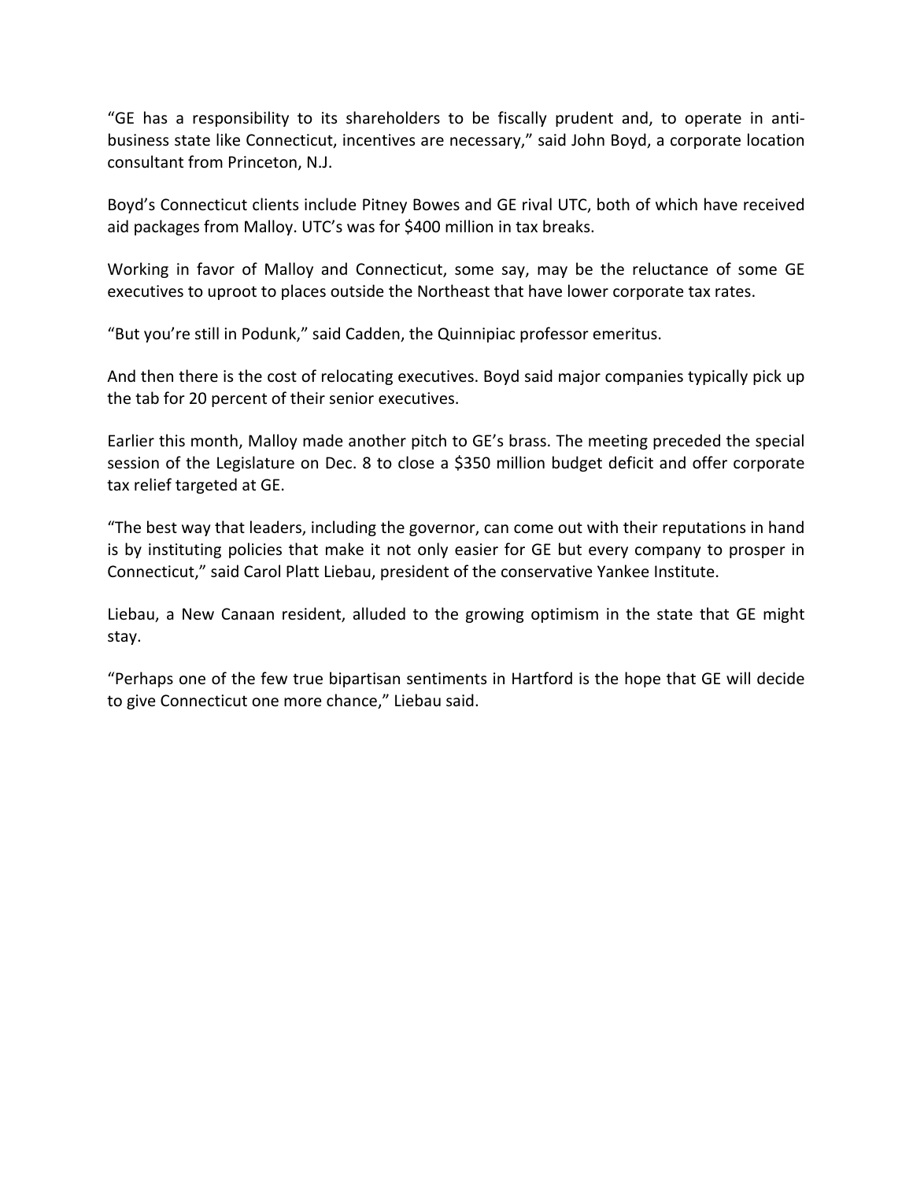"GE has a responsibility to its shareholders to be fiscally prudent and, to operate in anti-business state like Connecticut, incentives are necessary," said John Boyd, a corporate location consultant from Princeton, N.J.

Boyd's Connecticut clients include Pitney Bowes and GE rival UTC, both of which have received aid packages from Malloy. UTC's was for $400 million in tax breaks.

Working in favor of Malloy and Connecticut, some say, may be the reluctance of some GE executives to uproot to places outside the Northeast that have lower corporate tax rates.

"But you're still in Podunk," said Cadden, the Quinnipiac professor emeritus.

And then there is the cost of relocating executives. Boyd said major companies typically pick up the tab for 20 percent of their senior executives.

Earlier this month, Malloy made another pitch to GE's brass. The meeting preceded the special session of the Legislature on Dec. 8 to close a $350 million budget deficit and offer corporate tax relief targeted at GE.

"The best way that leaders, including the governor, can come out with their reputations in hand is by instituting policies that make it not only easier for GE but every company to prosper in Connecticut," said Carol Platt Liebau, president of the conservative Yankee Institute.

Liebau, a New Canaan resident, alluded to the growing optimism in the state that GE might stay.

"Perhaps one of the few true bipartisan sentiments in Hartford is the hope that GE will decide to give Connecticut one more chance," Liebau said.